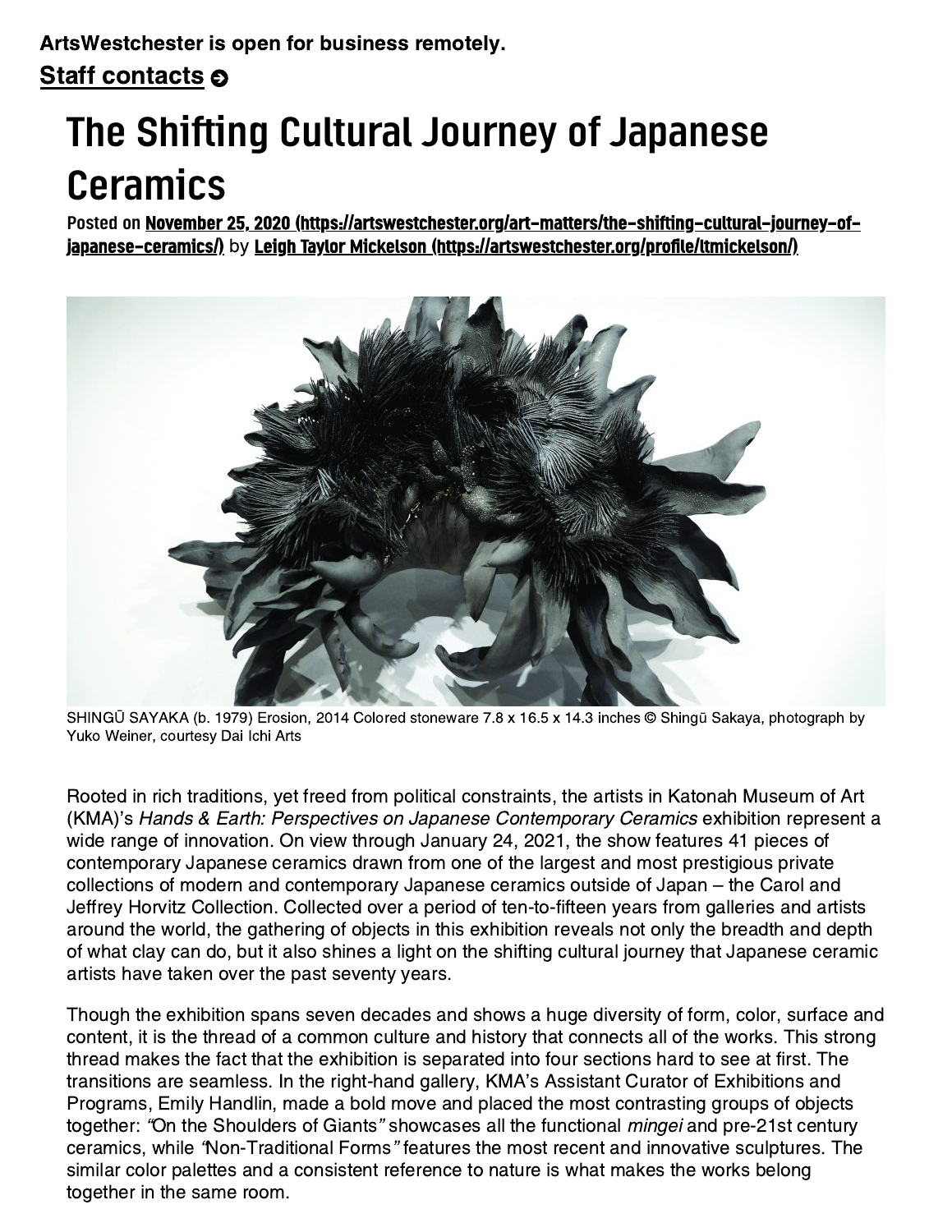**ArtsWestchester is open for business remotely.**

**Staff contacts**

# The Shifting Cultural Journey of Japanese Ceramics

Posted on **November 25, 2020 (https://artswestchester.org/art-matters/the-shifting-cultural-journey-of-japanese-ceramics/)** by **Leigh Taylor Mickelson (https://artswestchester.org/profile/ltmickelson/)**

SHINGŪ SAYAKA (b. 1979) Erosion, 2014 Colored stoneware 7.8 x 16.5 x 14.3 inches © Shingū Sakaya, photograph by Yuko Weiner, courtesy Dai Ichi Arts

Rooted in rich traditions, yet freed from political constraints, the artists in Katonah Museum of Art (KMA)'s *Hands & Earth: Perspectives on Japanese Contemporary Ceramics* exhibition represent a wide range of innovation. On view through January 24, 2021, the show features 41 pieces of contemporary Japanese ceramics drawn from one of the largest and most prestigious private collections of modern and contemporary Japanese ceramics outside of Japan – the Carol and Jeffrey Horvitz Collection. Collected over a period of ten-to-fifteen years from galleries and artists around the world, the gathering of objects in this exhibition reveals not only the breadth and depth of what clay can do, but it also shines a light on the shifting cultural journey that Japanese ceramic artists have taken over the past seventy years.

Though the exhibition spans seven decades and shows a huge diversity of form, color, surface and content, it is the thread of a common culture and history that connects all of the works. This strong thread makes the fact that the exhibition is separated into four sections hard to see at first. The transitions are seamless. In the right-hand gallery, KMA's Assistant Curator of Exhibitions and Programs, Emily Handlin, made a bold move and placed the most contrasting groups of objects together: *"On the Shoulders of Giants"* showcases all the functional *mingei* and pre-21st century ceramics, while *"Non-Traditional Forms"* features the most recent and innovative sculptures. The similar color palettes and a consistent reference to nature is what makes the works belong together in the same room.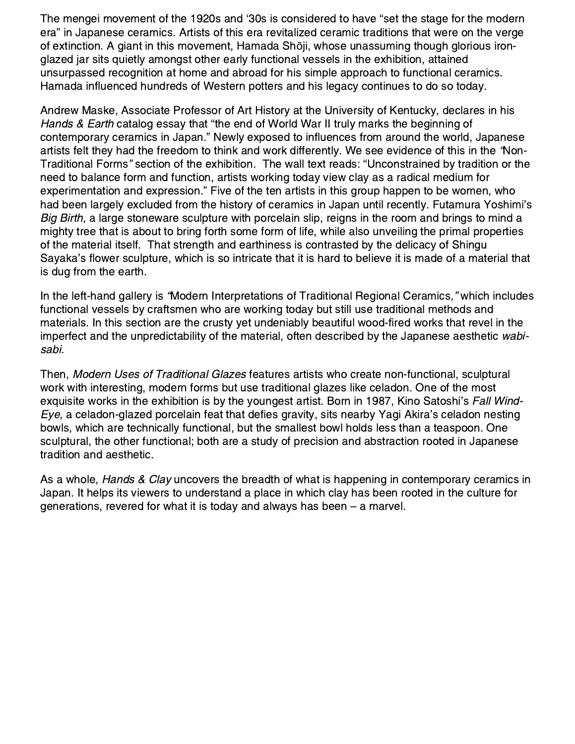The mengei movement of the 1920s and '30s is considered to have "set the stage for the modern era" in Japanese ceramics. Artists of this era revitalized ceramic traditions that were on the verge of extinction. A giant in this movement, Hamada Shōji, whose unassuming though glorious iron-glazed jar sits quietly amongst other early functional vessels in the exhibition, attained unsurpassed recognition at home and abroad for his simple approach to functional ceramics. Hamada influenced hundreds of Western potters and his legacy continues to do so today.

Andrew Maske, Associate Professor of Art History at the University of Kentucky, declares in his *Hands & Earth* catalog essay that "the end of World War II truly marks the beginning of contemporary ceramics in Japan." Newly exposed to influences from around the world, Japanese artists felt they had the freedom to think and work differently. We see evidence of this in the *"Non-Traditional Forms"* section of the exhibition. The wall text reads: "Unconstrained by tradition or the need to balance form and function, artists working today view clay as a radical medium for experimentation and expression." Five of the ten artists in this group happen to be women, who had been largely excluded from the history of ceramics in Japan until recently. Futamura Yoshimi's *Big Birth,* a large stoneware sculpture with porcelain slip, reigns in the room and brings to mind a mighty tree that is about to bring forth some form of life, while also unveiling the primal properties of the material itself. That strength and earthiness is contrasted by the delicacy of Shingu Sayaka's flower sculpture, which is so intricate that it is hard to believe it is made of a material that is dug from the earth.

In the left-hand gallery is *"Modern Interpretations of Traditional Regional Ceramics,"* which includes functional vessels by craftsmen who are working today but still use traditional methods and materials. In this section are the crusty yet undeniably beautiful wood-fired works that revel in the imperfect and the unpredictability of the material, often described by the Japanese aesthetic *wabi-sabi.*

Then, *Modern Uses of Traditional Glazes* features artists who create non-functional, sculptural work with interesting, modern forms but use traditional glazes like celadon. One of the most exquisite works in the exhibition is by the youngest artist. Born in 1987, Kino Satoshi's *Fall Wind-Eye,* a celadon-glazed porcelain feat that defies gravity, sits nearby Yagi Akira's celadon nesting bowls, which are technically functional, but the smallest bowl holds less than a teaspoon. One sculptural, the other functional; both are a study of precision and abstraction rooted in Japanese tradition and aesthetic.

As a whole, *Hands & Clay* uncovers the breadth of what is happening in contemporary ceramics in Japan. It helps its viewers to understand a place in which clay has been rooted in the culture for generations, revered for what it is today and always has been – a marvel.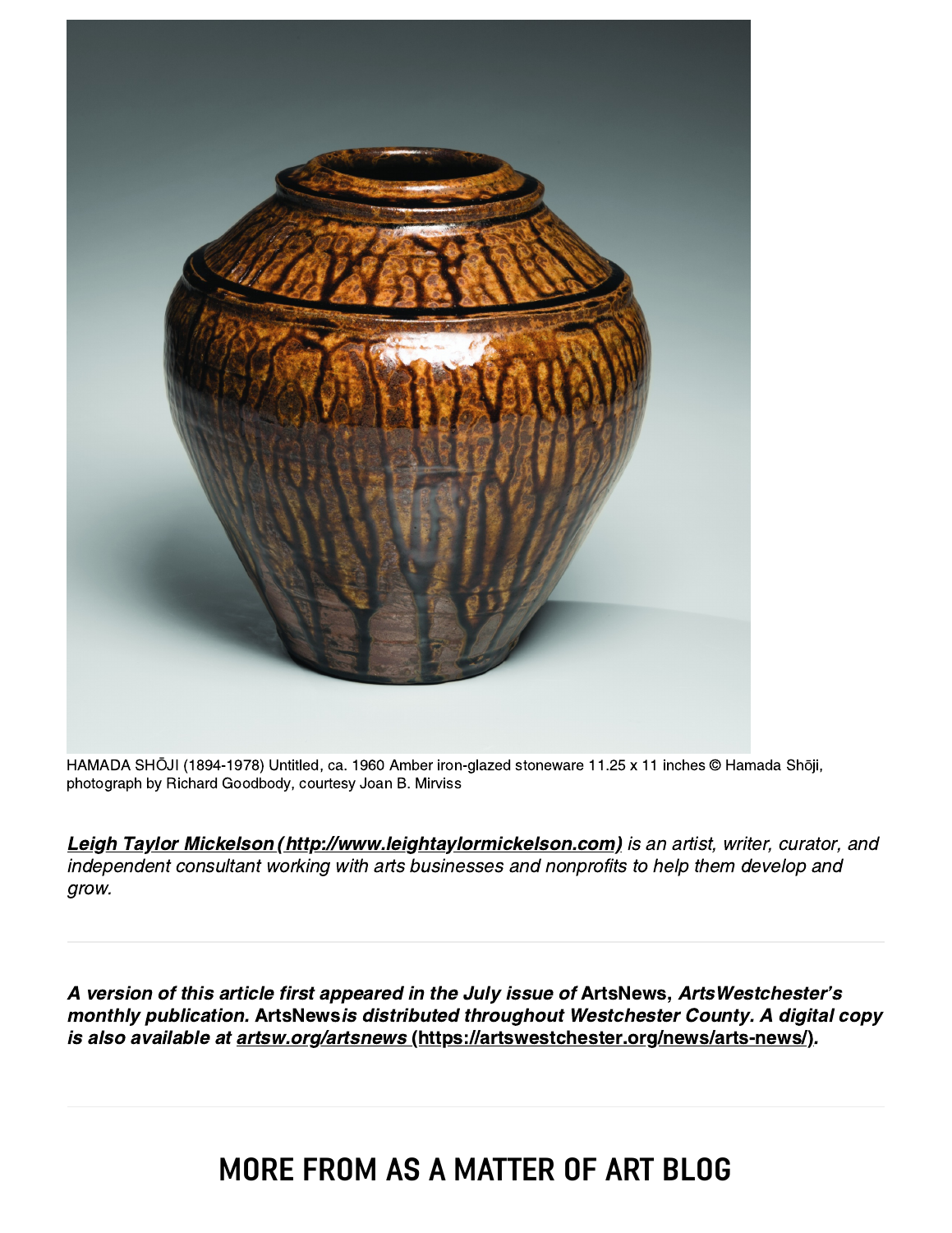HAMADA SHŌJI (1894-1978) Untitled, ca. 1960 Amber iron-glazed stoneware 11.25 x 11 inches © Hamada Shōji, photograph by Richard Goodbody, courtesy Joan B. Mirviss

***[Leigh Taylor Mickelson](http://www.leightaylormickelson.com)** is an artist, writer, curator, and independent consultant working with arts businesses and nonprofits to help them develop and grow.*

---

***A version of this article first appeared in the July issue of* ArtsNews*, ArtsWestchester's monthly publication.* ArtsNews *is distributed throughout Westchester County. A digital copy is also available at [artsw.org/artsnews](https://artswestchester.org/news/arts-news/).***

---

## MORE FROM AS A MATTER OF ART BLOG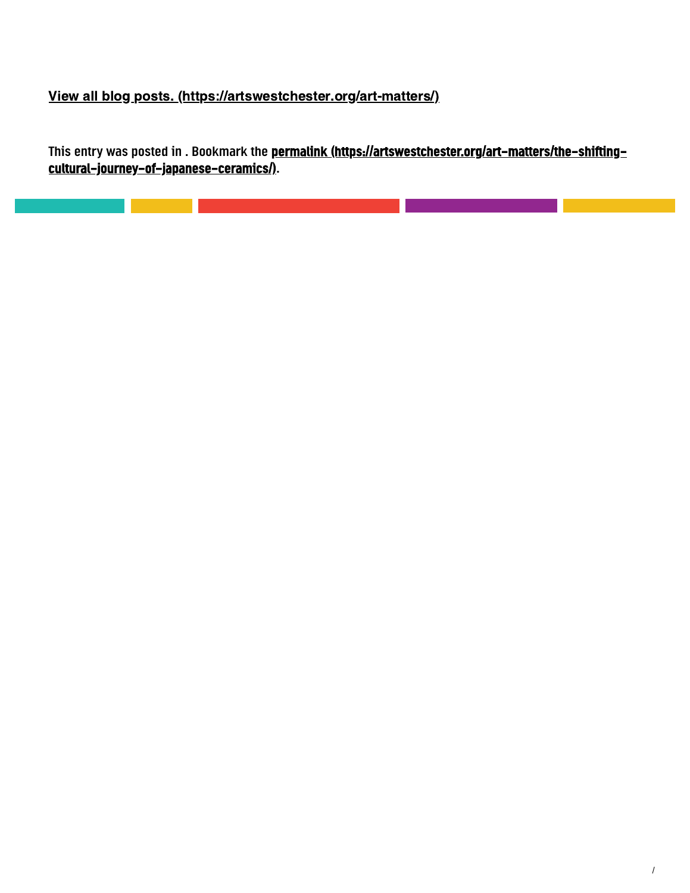**View all blog posts. (https://artswestchester.org/art-matters/)**

This entry was posted in . Bookmark the **permalink (https://artswestchester.org/art-matters/the-shifting-cultural-journey-of-japanese-ceramics/)**.